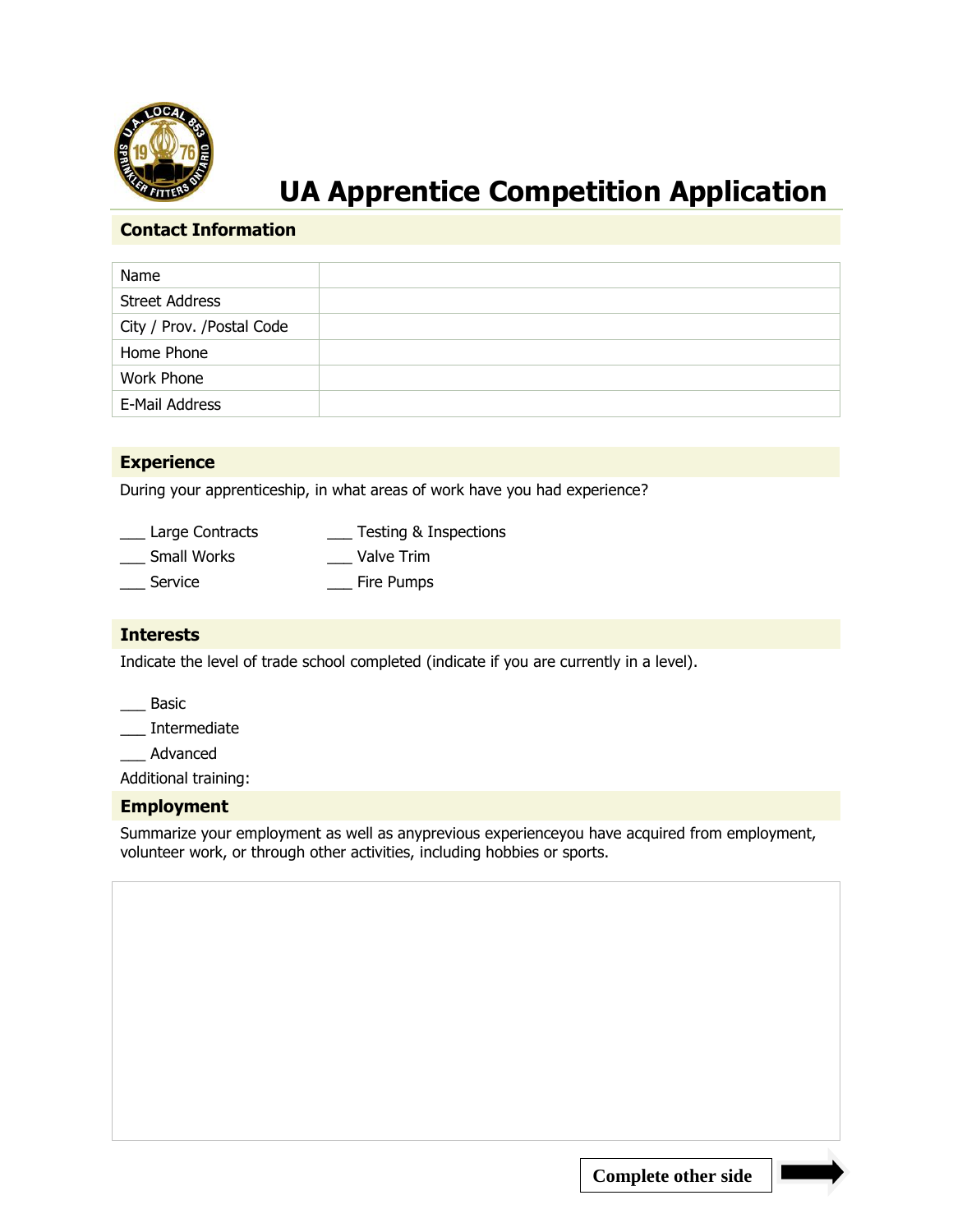# UA Apprentice Competition Application

## Contact Information

| Name | |
|---|---|
| Street Address | |
| City / Prov. /Postal Code | |
| Home Phone | |
| Work Phone | |
| E-Mail Address | |

## Experience

During your apprenticeship, in what areas of work have you had experience?

___ Large Contracts
___ Small Works
___ Service
___ Testing & Inspections
___ Valve Trim
___ Fire Pumps

## Interests

Indicate the level of trade school completed (indicate if you are currently in a level).

___ Basic
___ Intermediate
___ Advanced

Additional training:

## Employment

Summarize your employment as well as anyprevious experienceyou have acquired from employment, volunteer work, or through other activities, including hobbies or sports.

**Complete other side**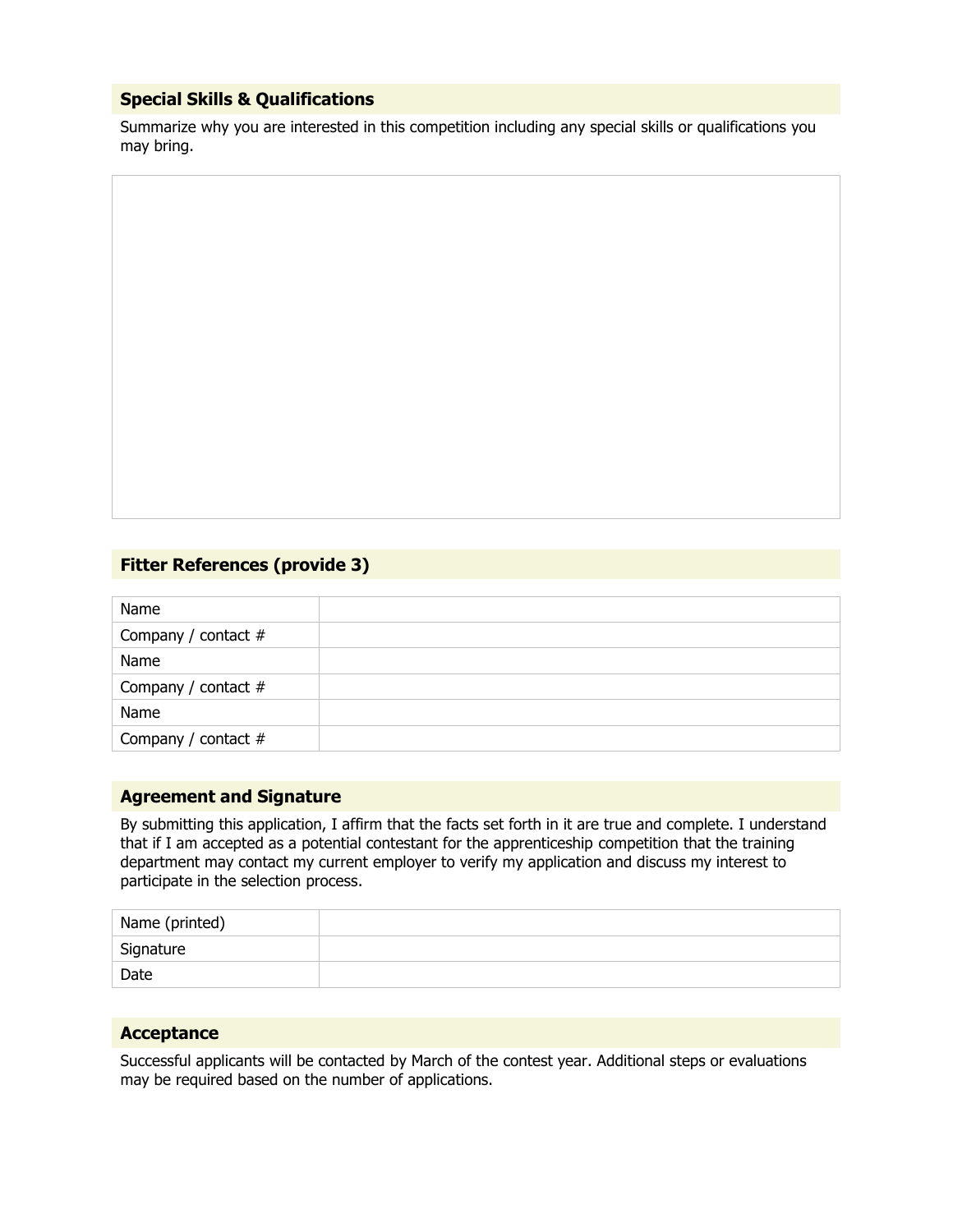## Special Skills & Qualifications

Summarize why you are interested in this competition including any special skills or qualifications you may bring.

## Fitter References (provide 3)

| | |
|---|---|
| Name | |
| Company / contact # | |
| Name | |
| Company / contact # | |
| Name | |
| Company / contact # | |

## Agreement and Signature

By submitting this application, I affirm that the facts set forth in it are true and complete. I understand that if I am accepted as a potential contestant for the apprenticeship competition that the training department may contact my current employer to verify my application and discuss my interest to participate in the selection process.

| | |
|---|---|
| Name (printed) | |
| Signature | |
| Date | |

## Acceptance

Successful applicants will be contacted by March of the contest year. Additional steps or evaluations may be required based on the number of applications.